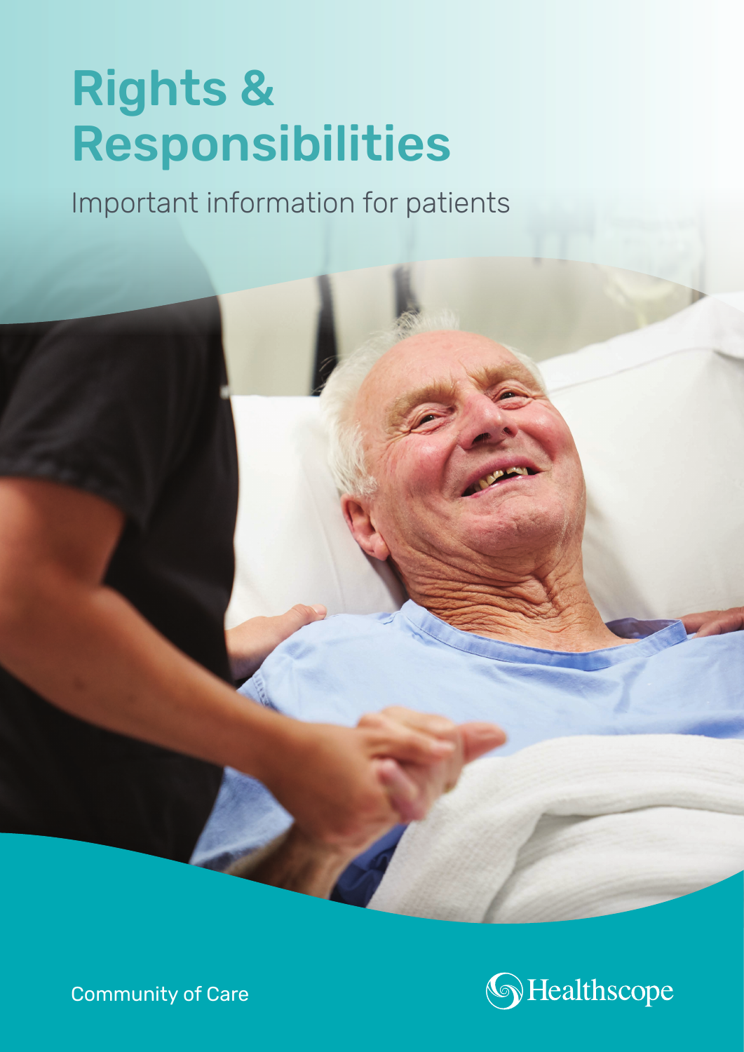# Rights & Responsibilities

Important information for patients

Community of Care

Healthscope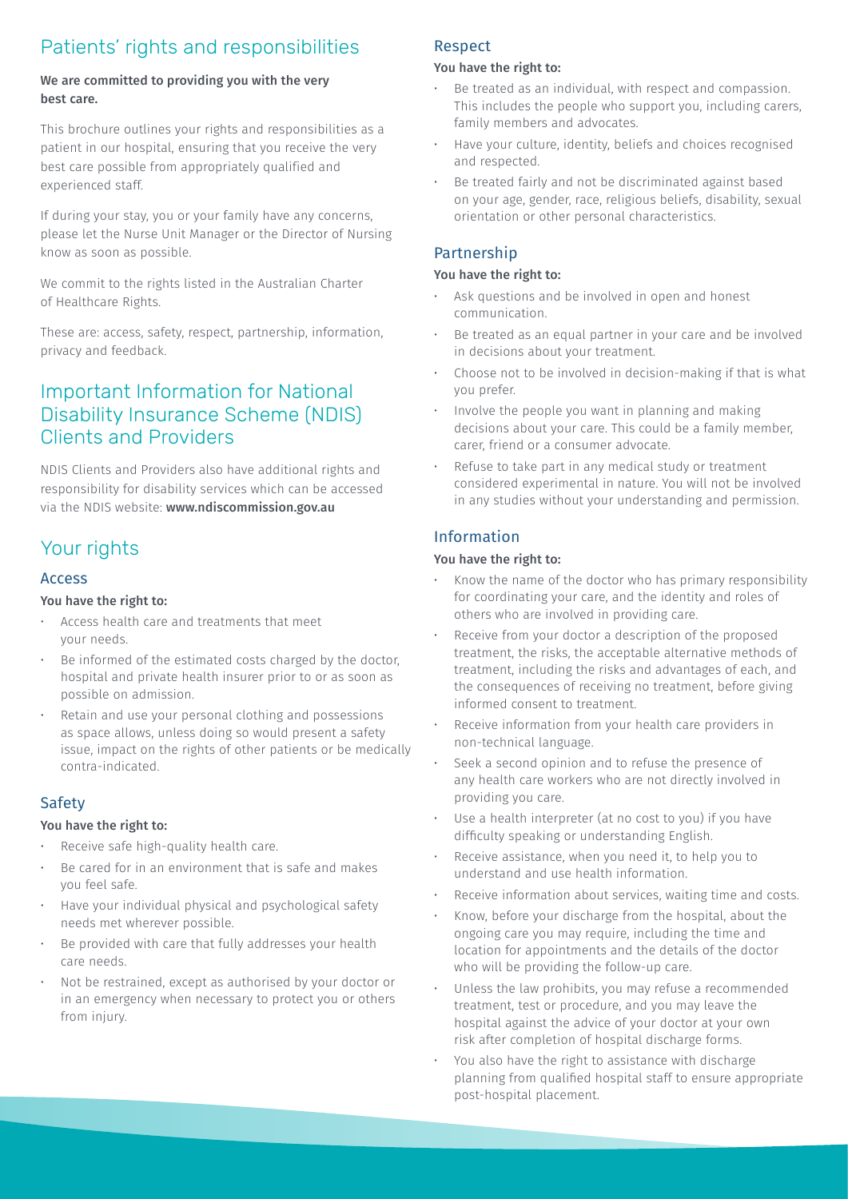# Patients' rights and responsibilities

**We are committed to providing you with the very best care.**

This brochure outlines your rights and responsibilities as a patient in our hospital, ensuring that you receive the very best care possible from appropriately qualified and experienced staff.

If during your stay, you or your family have any concerns, please let the Nurse Unit Manager or the Director of Nursing know as soon as possible.

We commit to the rights listed in the Australian Charter of Healthcare Rights.

These are: access, safety, respect, partnership, information, privacy and feedback.

# Important Information for National Disability Insurance Scheme (NDIS) Clients and Providers

NDIS Clients and Providers also have additional rights and responsibility for disability services which can be accessed via the NDIS website: **www.ndiscommission.gov.au**

# Your rights

## Access

**You have the right to:**

- Access health care and treatments that meet your needs.
- Be informed of the estimated costs charged by the doctor, hospital and private health insurer prior to or as soon as possible on admission.
- Retain and use your personal clothing and possessions as space allows, unless doing so would present a safety issue, impact on the rights of other patients or be medically contra-indicated.

## Safety

**You have the right to:**

- Receive safe high-quality health care.
- Be cared for in an environment that is safe and makes you feel safe.
- Have your individual physical and psychological safety needs met wherever possible.
- Be provided with care that fully addresses your health care needs.
- Not be restrained, except as authorised by your doctor or in an emergency when necessary to protect you or others from injury.

## Respect

**You have the right to:**

- Be treated as an individual, with respect and compassion. This includes the people who support you, including carers, family members and advocates.
- Have your culture, identity, beliefs and choices recognised and respected.
- Be treated fairly and not be discriminated against based on your age, gender, race, religious beliefs, disability, sexual orientation or other personal characteristics.

## Partnership

**You have the right to:**

- Ask questions and be involved in open and honest communication.
- Be treated as an equal partner in your care and be involved in decisions about your treatment.
- Choose not to be involved in decision-making if that is what you prefer.
- Involve the people you want in planning and making decisions about your care. This could be a family member, carer, friend or a consumer advocate.
- Refuse to take part in any medical study or treatment considered experimental in nature. You will not be involved in any studies without your understanding and permission.

## Information

**You have the right to:**

- Know the name of the doctor who has primary responsibility for coordinating your care, and the identity and roles of others who are involved in providing care.
- Receive from your doctor a description of the proposed treatment, the risks, the acceptable alternative methods of treatment, including the risks and advantages of each, and the consequences of receiving no treatment, before giving informed consent to treatment.
- Receive information from your health care providers in non-technical language.
- Seek a second opinion and to refuse the presence of any health care workers who are not directly involved in providing you care.
- Use a health interpreter (at no cost to you) if you have difficulty speaking or understanding English.
- Receive assistance, when you need it, to help you to understand and use health information.
- Receive information about services, waiting time and costs.
- Know, before your discharge from the hospital, about the ongoing care you may require, including the time and location for appointments and the details of the doctor who will be providing the follow-up care.
- Unless the law prohibits, you may refuse a recommended treatment, test or procedure, and you may leave the hospital against the advice of your doctor at your own risk after completion of hospital discharge forms.
- You also have the right to assistance with discharge planning from qualified hospital staff to ensure appropriate post-hospital placement.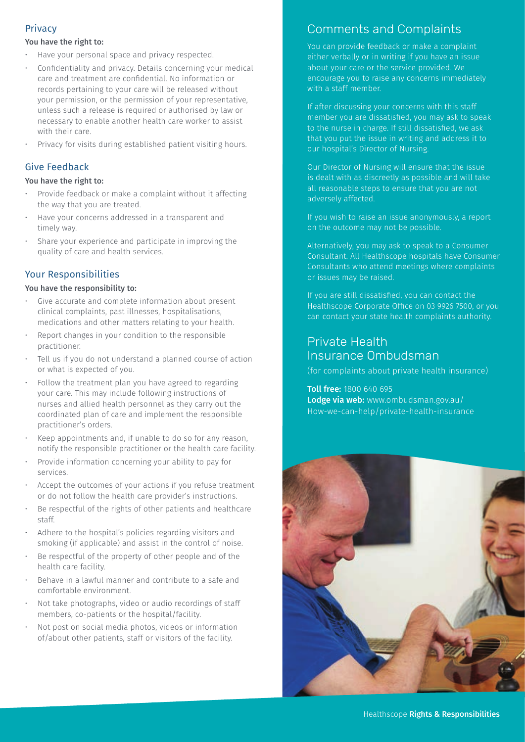## Privacy

**You have the right to:**

- Have your personal space and privacy respected.
- Confidentiality and privacy. Details concerning your medical care and treatment are confidential. No information or records pertaining to your care will be released without your permission, or the permission of your representative, unless such a release is required or authorised by law or necessary to enable another health care worker to assist with their care.
- Privacy for visits during established patient visiting hours.

## Give Feedback

**You have the right to:**

- Provide feedback or make a complaint without it affecting the way that you are treated.
- Have your concerns addressed in a transparent and timely way.
- Share your experience and participate in improving the quality of care and health services.

## Your Responsibilities

**You have the responsibility to:**

- Give accurate and complete information about present clinical complaints, past illnesses, hospitalisations, medications and other matters relating to your health.
- Report changes in your condition to the responsible practitioner.
- Tell us if you do not understand a planned course of action or what is expected of you.
- Follow the treatment plan you have agreed to regarding your care. This may include following instructions of nurses and allied health personnel as they carry out the coordinated plan of care and implement the responsible practitioner's orders.
- Keep appointments and, if unable to do so for any reason, notify the responsible practitioner or the health care facility.
- Provide information concerning your ability to pay for services.
- Accept the outcomes of your actions if you refuse treatment or do not follow the health care provider's instructions.
- Be respectful of the rights of other patients and healthcare staff.
- Adhere to the hospital's policies regarding visitors and smoking (if applicable) and assist in the control of noise.
- Be respectful of the property of other people and of the health care facility.
- Behave in a lawful manner and contribute to a safe and comfortable environment.
- Not take photographs, video or audio recordings of staff members, co-patients or the hospital/facility.
- Not post on social media photos, videos or information of/about other patients, staff or visitors of the facility.

## Comments and Complaints

You can provide feedback or make a complaint either verbally or in writing if you have an issue about your care or the service provided. We encourage you to raise any concerns immediately with a staff member.

If after discussing your concerns with this staff member you are dissatisfied, you may ask to speak to the nurse in charge. If still dissatisfied, we ask that you put the issue in writing and address it to our hospital's Director of Nursing.

Our Director of Nursing will ensure that the issue is dealt with as discreetly as possible and will take all reasonable steps to ensure that you are not adversely affected.

If you wish to raise an issue anonymously, a report on the outcome may not be possible.

Alternatively, you may ask to speak to a Consumer Consultant. All Healthscope hospitals have Consumer Consultants who attend meetings where complaints or issues may be raised.

If you are still dissatisfied, you can contact the Healthscope Corporate Office on 03 9926 7500, or you can contact your state health complaints authority.

## Private Health Insurance Ombudsman

(for complaints about private health insurance)

**Toll free:** 1800 640 695
**Lodge via web:** www.ombudsman.gov.au/How-we-can-help/private-health-insurance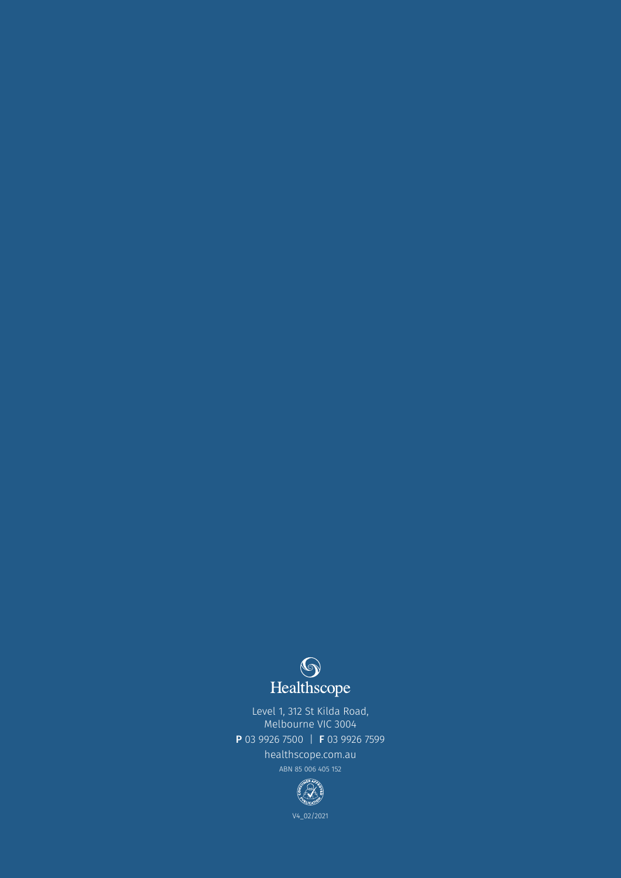Healthscope

Level 1, 312 St Kilda Road,
Melbourne VIC 3004

**P** 03 9926 7500 | **F** 03 9926 7599

healthscope.com.au

ABN 85 006 405 152

CONSUMER APPROVED PUBLICATION

V4_02/2021